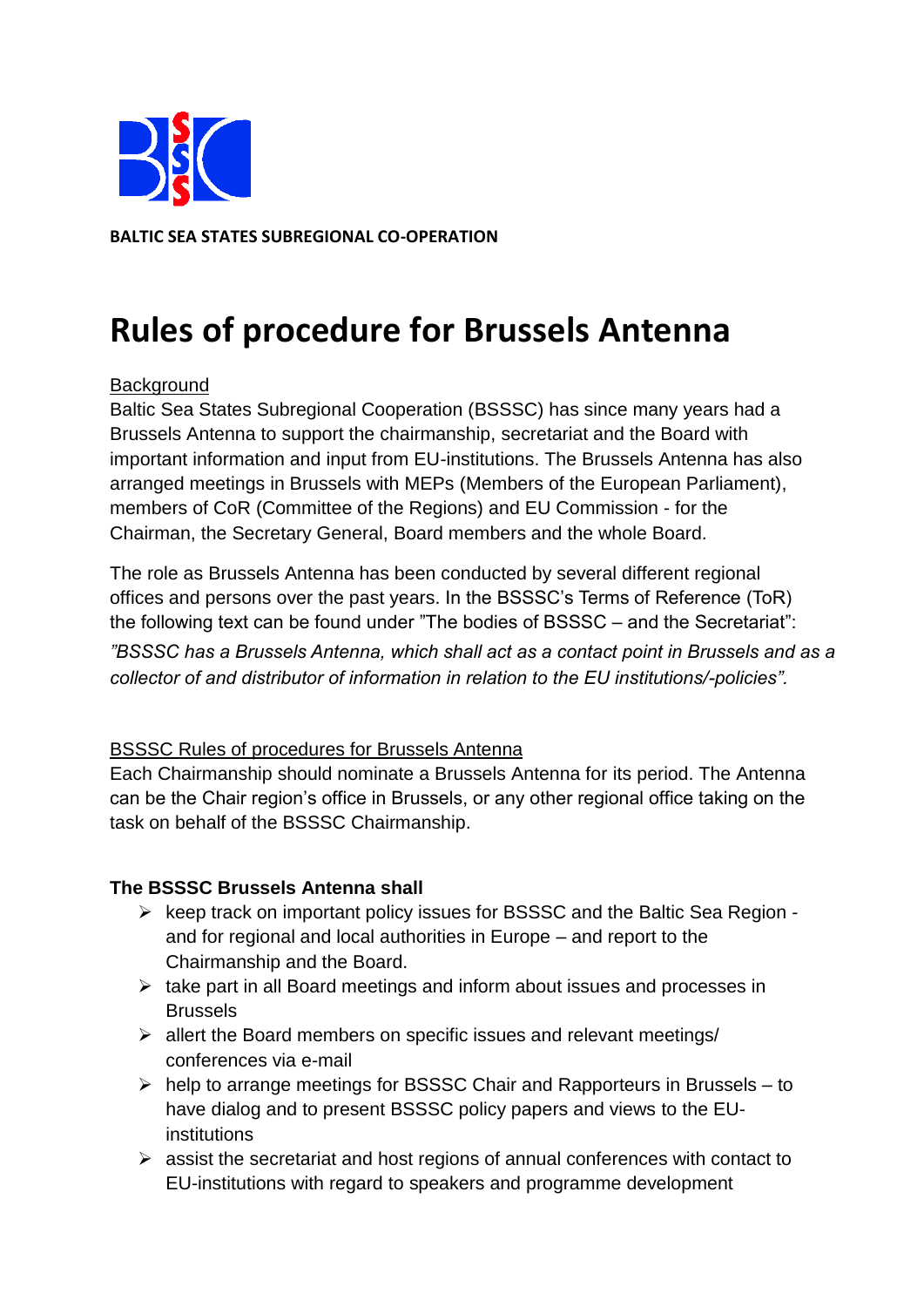**BALTIC SEA STATES SUBREGIONAL CO-OPERATION**

# Rules of procedure for Brussels Antenna

Background

Baltic Sea States Subregional Cooperation (BSSSC) has since many years had a Brussels Antenna to support the chairmanship, secretariat and the Board with important information and input from EU-institutions. The Brussels Antenna has also arranged meetings in Brussels with MEPs (Members of the European Parliament), members of CoR (Committee of the Regions) and EU Commission - for the Chairman, the Secretary General, Board members and the whole Board.

The role as Brussels Antenna has been conducted by several different regional offices and persons over the past years. In the BSSSC's Terms of Reference (ToR) the following text can be found under "The bodies of BSSSC – and the Secretariat":

*"BSSSC has a Brussels Antenna, which shall act as a contact point in Brussels and as a collector of and distributor of information in relation to the EU institutions/-policies".*

BSSSC Rules of procedures for Brussels Antenna

Each Chairmanship should nominate a Brussels Antenna for its period. The Antenna can be the Chair region's office in Brussels, or any other regional office taking on the task on behalf of the BSSSC Chairmanship.

**The BSSSC Brussels Antenna shall**

- keep track on important policy issues for BSSSC and the Baltic Sea Region - and for regional and local authorities in Europe – and report to the Chairmanship and the Board.
- take part in all Board meetings and inform about issues and processes in Brussels
- allert the Board members on specific issues and relevant meetings/ conferences via e-mail
- help to arrange meetings for BSSSC Chair and Rapporteurs in Brussels – to have dialog and to present BSSSC policy papers and views to the EU-institutions
- assist the secretariat and host regions of annual conferences with contact to EU-institutions with regard to speakers and programme development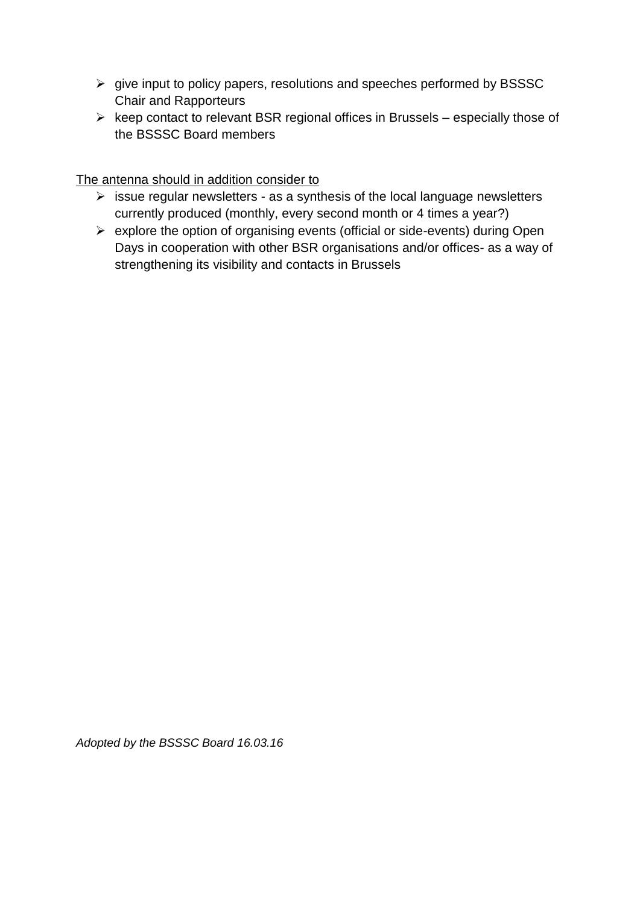- give input to policy papers, resolutions and speeches performed by BSSSC Chair and Rapporteurs
- keep contact to relevant BSR regional offices in Brussels – especially those of the BSSSC Board members

<u>The antenna should in addition consider to</u>

- issue regular newsletters - as a synthesis of the local language newsletters currently produced (monthly, every second month or 4 times a year?)
- explore the option of organising events (official or side-events) during Open Days in cooperation with other BSR organisations and/or offices- as a way of strengthening its visibility and contacts in Brussels

*Adopted by the BSSSC Board 16.03.16*